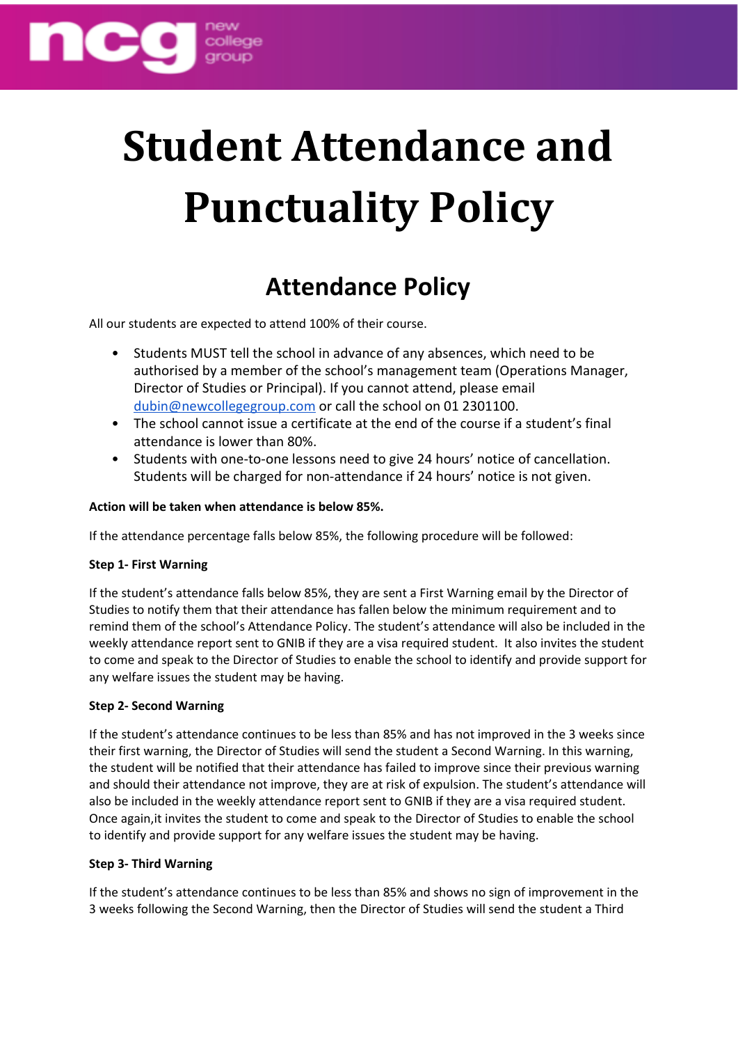# Student Attendance and Punctuality Policy

## Attendance Policy

All our students are expected to attend 100% of their course.

- Students MUST tell the school in advance of any absences, which need to be authorised by a member of the school's management team (Operations Manager, Director of Studies or Principal). If you cannot attend, please email dubin@newcollegegroup.com or call the school on 01 2301100.
- The school cannot issue a certificate at the end of the course if a student's final attendance is lower than 80%.
- Students with one-to-one lessons need to give 24 hours' notice of cancellation. Students will be charged for non-attendance if 24 hours' notice is not given.

**Action will be taken when attendance is below 85%.**

If the attendance percentage falls below 85%, the following procedure will be followed:

**Step 1- First Warning**

If the student's attendance falls below 85%, they are sent a First Warning email by the Director of Studies to notify them that their attendance has fallen below the minimum requirement and to remind them of the school's Attendance Policy. The student's attendance will also be included in the weekly attendance report sent to GNIB if they are a visa required student. It also invites the student to come and speak to the Director of Studies to enable the school to identify and provide support for any welfare issues the student may be having.

**Step 2- Second Warning**

If the student's attendance continues to be less than 85% and has not improved in the 3 weeks since their first warning, the Director of Studies will send the student a Second Warning. In this warning, the student will be notified that their attendance has failed to improve since their previous warning and should their attendance not improve, they are at risk of expulsion. The student's attendance will also be included in the weekly attendance report sent to GNIB if they are a visa required student. Once again,it invites the student to come and speak to the Director of Studies to enable the school to identify and provide support for any welfare issues the student may be having.

**Step 3- Third Warning**

If the student's attendance continues to be less than 85% and shows no sign of improvement in the 3 weeks following the Second Warning, then the Director of Studies will send the student a Third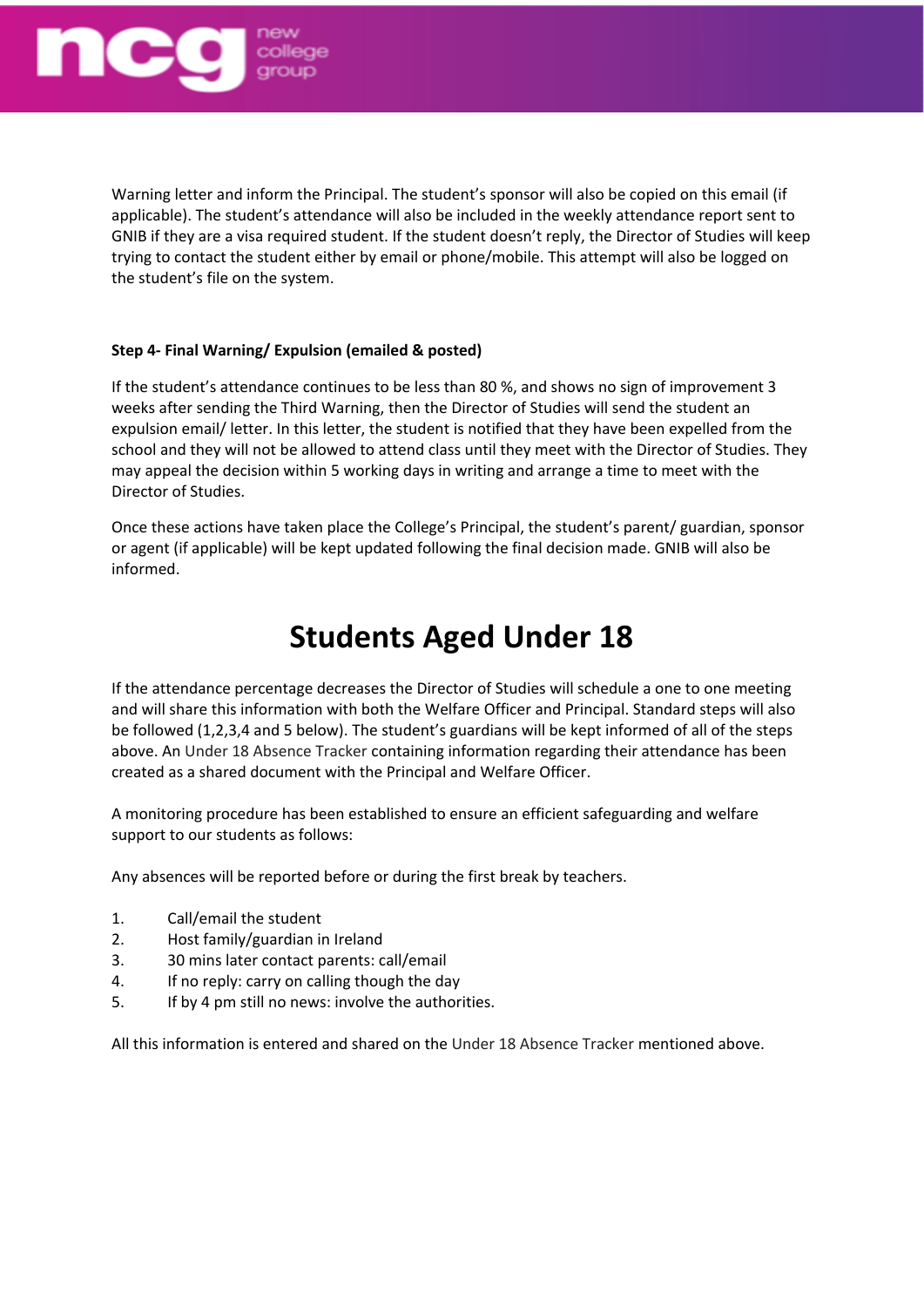Warning letter and inform the Principal. The student's sponsor will also be copied on this email (if applicable). The student's attendance will also be included in the weekly attendance report sent to GNIB if they are a visa required student. If the student doesn't reply, the Director of Studies will keep trying to contact the student either by email or phone/mobile. This attempt will also be logged on the student's file on the system.

**Step 4- Final Warning/ Expulsion (emailed & posted)**

If the student's attendance continues to be less than 80 %, and shows no sign of improvement 3 weeks after sending the Third Warning, then the Director of Studies will send the student an expulsion email/ letter. In this letter, the student is notified that they have been expelled from the school and they will not be allowed to attend class until they meet with the Director of Studies. They may appeal the decision within 5 working days in writing and arrange a time to meet with the Director of Studies.

Once these actions have taken place the College's Principal, the student's parent/ guardian, sponsor or agent (if applicable) will be kept updated following the final decision made. GNIB will also be informed.

# Students Aged Under 18

If the attendance percentage decreases the Director of Studies will schedule a one to one meeting and will share this information with both the Welfare Officer and Principal. Standard steps will also be followed (1,2,3,4 and 5 below). The student's guardians will be kept informed of all of the steps above. An Under 18 Absence Tracker containing information regarding their attendance has been created as a shared document with the Principal and Welfare Officer.

A monitoring procedure has been established to ensure an efficient safeguarding and welfare support to our students as follows:

Any absences will be reported before or during the first break by teachers.

1. Call/email the student
2. Host family/guardian in Ireland
3. 30 mins later contact parents: call/email
4. If no reply: carry on calling though the day
5. If by 4 pm still no news: involve the authorities.

All this information is entered and shared on the Under 18 Absence Tracker mentioned above.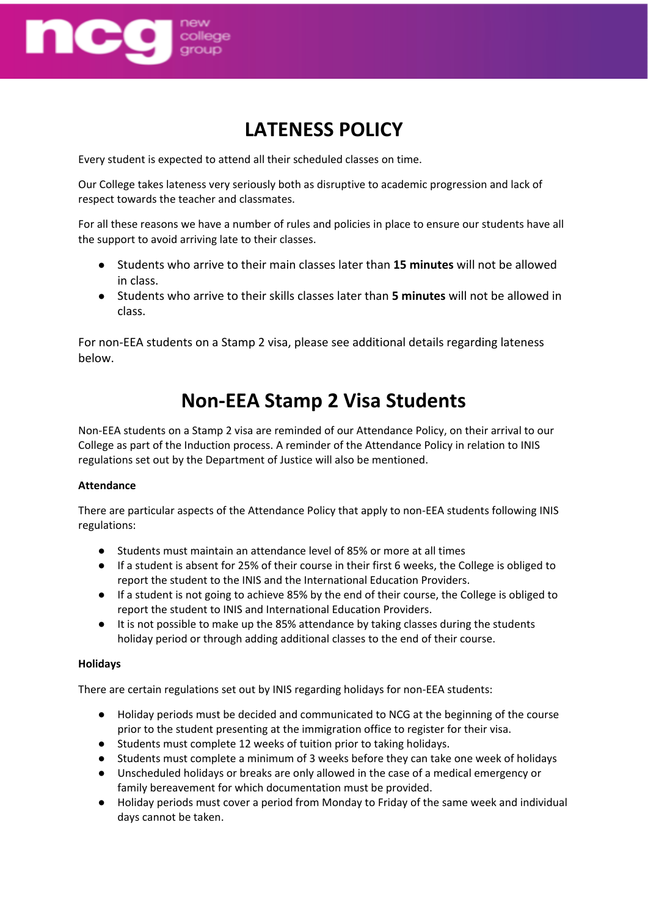# LATENESS POLICY

Every student is expected to attend all their scheduled classes on time.

Our College takes lateness very seriously both as disruptive to academic progression and lack of respect towards the teacher and classmates.

For all these reasons we have a number of rules and policies in place to ensure our students have all the support to avoid arriving late to their classes.

- Students who arrive to their main classes later than **15 minutes** will not be allowed in class.
- Students who arrive to their skills classes later than **5 minutes** will not be allowed in class.

For non-EEA students on a Stamp 2 visa, please see additional details regarding lateness below.

# Non-EEA Stamp 2 Visa Students

Non-EEA students on a Stamp 2 visa are reminded of our Attendance Policy, on their arrival to our College as part of the Induction process. A reminder of the Attendance Policy in relation to INIS regulations set out by the Department of Justice will also be mentioned.

**Attendance**

There are particular aspects of the Attendance Policy that apply to non-EEA students following INIS regulations:

- Students must maintain an attendance level of 85% or more at all times
- If a student is absent for 25% of their course in their first 6 weeks, the College is obliged to report the student to the INIS and the International Education Providers.
- If a student is not going to achieve 85% by the end of their course, the College is obliged to report the student to INIS and International Education Providers.
- It is not possible to make up the 85% attendance by taking classes during the students holiday period or through adding additional classes to the end of their course.

**Holidays**

There are certain regulations set out by INIS regarding holidays for non-EEA students:

- Holiday periods must be decided and communicated to NCG at the beginning of the course prior to the student presenting at the immigration office to register for their visa.
- Students must complete 12 weeks of tuition prior to taking holidays.
- Students must complete a minimum of 3 weeks before they can take one week of holidays
- Unscheduled holidays or breaks are only allowed in the case of a medical emergency or family bereavement for which documentation must be provided.
- Holiday periods must cover a period from Monday to Friday of the same week and individual days cannot be taken.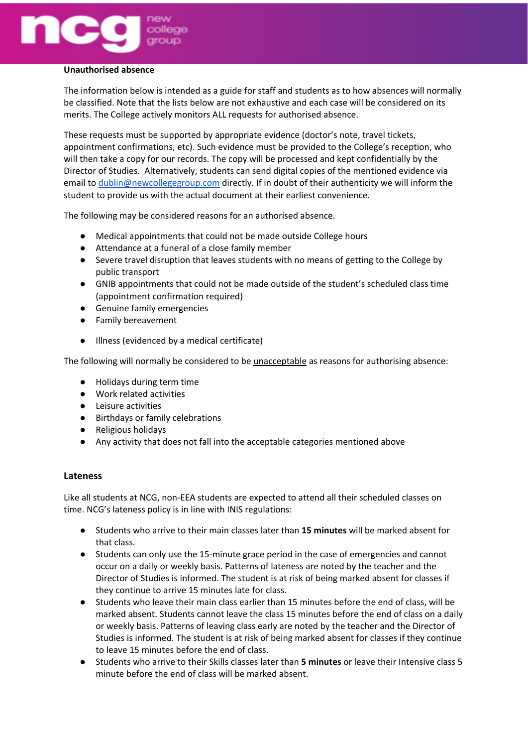**Unauthorised absence**

The information below is intended as a guide for staff and students as to how absences will normally be classified. Note that the lists below are not exhaustive and each case will be considered on its merits. The College actively monitors ALL requests for authorised absence.

These requests must be supported by appropriate evidence (doctor's note, travel tickets, appointment confirmations, etc). Such evidence must be provided to the College's reception, who will then take a copy for our records. The copy will be processed and kept confidentially by the Director of Studies. Alternatively, students can send digital copies of the mentioned evidence via email to dublin@newcollegegroup.com directly. If in doubt of their authenticity we will inform the student to provide us with the actual document at their earliest convenience.

The following may be considered reasons for an authorised absence.

- Medical appointments that could not be made outside College hours
- Attendance at a funeral of a close family member
- Severe travel disruption that leaves students with no means of getting to the College by public transport
- GNIB appointments that could not be made outside of the student's scheduled class time (appointment confirmation required)
- Genuine family emergencies
- Family bereavement
- Illness (evidenced by a medical certificate)

The following will normally be considered to be unacceptable as reasons for authorising absence:

- Holidays during term time
- Work related activities
- Leisure activities
- Birthdays or family celebrations
- Religious holidays
- Any activity that does not fall into the acceptable categories mentioned above

**Lateness**

Like all students at NCG, non-EEA students are expected to attend all their scheduled classes on time. NCG's lateness policy is in line with INIS regulations:

- Students who arrive to their main classes later than **15 minutes** will be marked absent for that class.
- Students can only use the 15-minute grace period in the case of emergencies and cannot occur on a daily or weekly basis. Patterns of lateness are noted by the teacher and the Director of Studies is informed. The student is at risk of being marked absent for classes if they continue to arrive 15 minutes late for class.
- Students who leave their main class earlier than 15 minutes before the end of class, will be marked absent. Students cannot leave the class 15 minutes before the end of class on a daily or weekly basis. Patterns of leaving class early are noted by the teacher and the Director of Studies is informed. The student is at risk of being marked absent for classes if they continue to leave 15 minutes before the end of class.
- Students who arrive to their Skills classes later than **5 minutes** or leave their Intensive class 5 minute before the end of class will be marked absent.